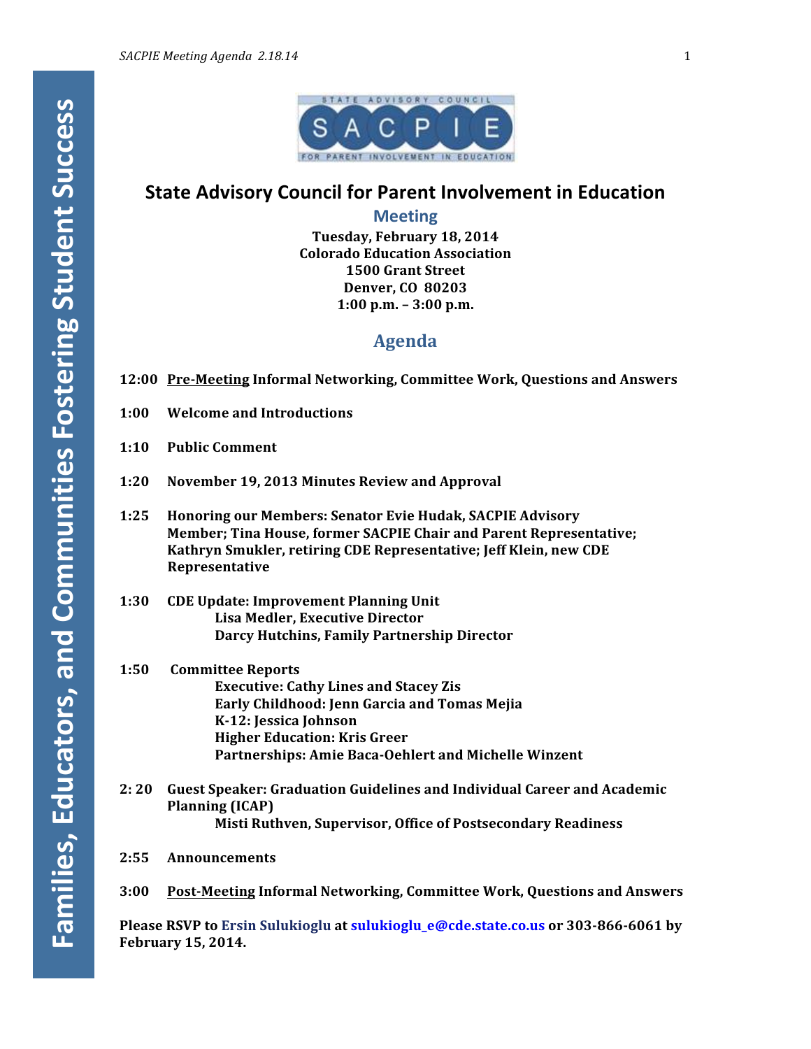# State Advisory Council for Parent Involvement in Education

## Meeting

**Tuesday, February 18, 2014**
**Colorado Education Association**
**1500 Grant Street**
**Denver, CO 80203**
**1:00 p.m. – 3:00 p.m.**

## Agenda

**12:00** **Pre-Meeting Informal Networking, Committee Work, Questions and Answers**

**1:00** **Welcome and Introductions**

**1:10** **Public Comment**

**1:20** **November 19, 2013 Minutes Review and Approval**

**1:25** **Honoring our Members: Senator Evie Hudak, SACPIE Advisory Member; Tina House, former SACPIE Chair and Parent Representative; Kathryn Smukler, retiring CDE Representative; Jeff Klein, new CDE Representative**

**1:30** **CDE Update: Improvement Planning Unit**
- **Lisa Medler, Executive Director**
- **Darcy Hutchins, Family Partnership Director**

**1:50** **Committee Reports**
- **Executive: Cathy Lines and Stacey Zis**
- **Early Childhood: Jenn Garcia and Tomas Mejia**
- **K-12: Jessica Johnson**
- **Higher Education: Kris Greer**
- **Partnerships: Amie Baca-Oehlert and Michelle Winzent**

**2: 20** **Guest Speaker: Graduation Guidelines and Individual Career and Academic Planning (ICAP)**
- **Misti Ruthven, Supervisor, Office of Postsecondary Readiness**

**2:55** **Announcements**

**3:00** **Post-Meeting Informal Networking, Committee Work, Questions and Answers**

**Please RSVP to Ersin Sulukioglu at sulukioglu_e@cde.state.co.us or 303-866-6061 by February 15, 2014.**

Families, Educators, and Communities Fostering Student Success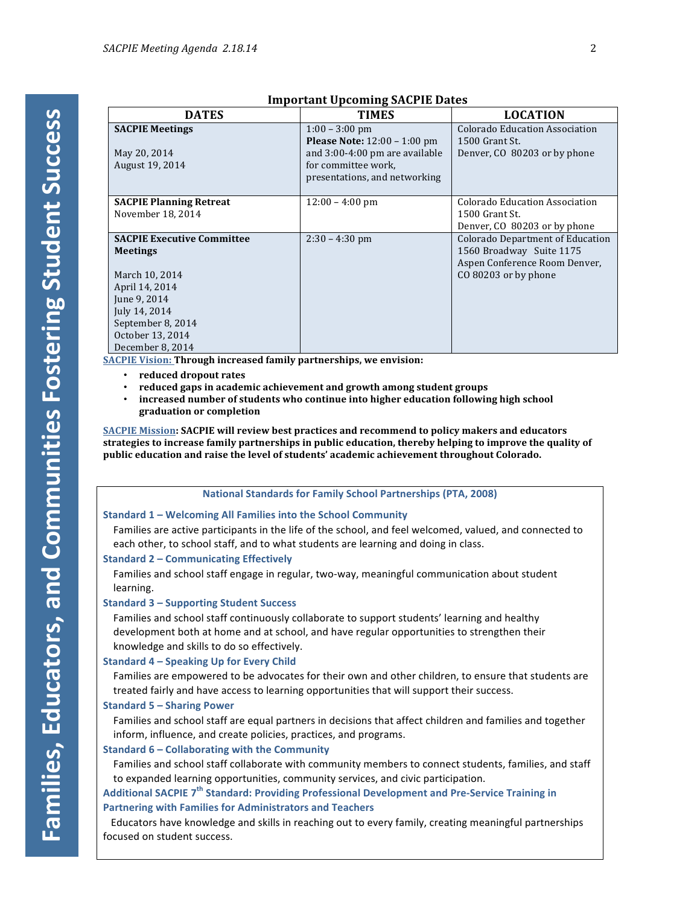**Important Upcoming SACPIE Dates**

| DATES | TIMES | LOCATION |
| --- | --- | --- |
| **SACPIE Meetings**<br><br>May 20, 2014<br>August 19, 2014 | 1:00 – 3:00 pm<br>**Please Note:** 12:00 – 1:00 pm and 3:00-4:00 pm are available for committee work, presentations, and networking | Colorado Education Association<br>1500 Grant St.<br>Denver, CO 80203 or by phone |
| **SACPIE Planning Retreat**<br>November 18, 2014 | 12:00 – 4:00 pm | Colorado Education Association<br>1500 Grant St.<br>Denver, CO 80203 or by phone |
| **SACPIE Executive Committee Meetings**<br><br>March 10, 2014<br>April 14, 2014<br>June 9, 2014<br>July 14, 2014<br>September 8, 2014<br>October 13, 2014<br>December 8, 2014 | 2:30 – 4:30 pm | Colorado Department of Education<br>1560 Broadway Suite 1175<br>Aspen Conference Room Denver, CO 80203 or by phone |

**SACPIE Vision: Through increased family partnerships, we envision:**

- **reduced dropout rates**
- **reduced gaps in academic achievement and growth among student groups**
- **increased number of students who continue into higher education following high school graduation or completion**

**SACPIE Mission: SACPIE will review best practices and recommend to policy makers and educators strategies to increase family partnerships in public education, thereby helping to improve the quality of public education and raise the level of students' academic achievement throughout Colorado.**

**National Standards for Family School Partnerships (PTA, 2008)**

**Standard 1 – Welcoming All Families into the School Community**

Families are active participants in the life of the school, and feel welcomed, valued, and connected to each other, to school staff, and to what students are learning and doing in class.

**Standard 2 – Communicating Effectively**

Families and school staff engage in regular, two-way, meaningful communication about student learning.

**Standard 3 – Supporting Student Success**

Families and school staff continuously collaborate to support students' learning and healthy development both at home and at school, and have regular opportunities to strengthen their knowledge and skills to do so effectively.

**Standard 4 – Speaking Up for Every Child**

Families are empowered to be advocates for their own and other children, to ensure that students are treated fairly and have access to learning opportunities that will support their success.

**Standard 5 – Sharing Power**

Families and school staff are equal partners in decisions that affect children and families and together inform, influence, and create policies, practices, and programs.

**Standard 6 – Collaborating with the Community**

Families and school staff collaborate with community members to connect students, families, and staff to expanded learning opportunities, community services, and civic participation.

**Additional SACPIE 7th Standard: Providing Professional Development and Pre-Service Training in Partnering with Families for Administrators and Teachers**

Educators have knowledge and skills in reaching out to every family, creating meaningful partnerships focused on student success.

Families, Educators, and Communities Fostering Student Success